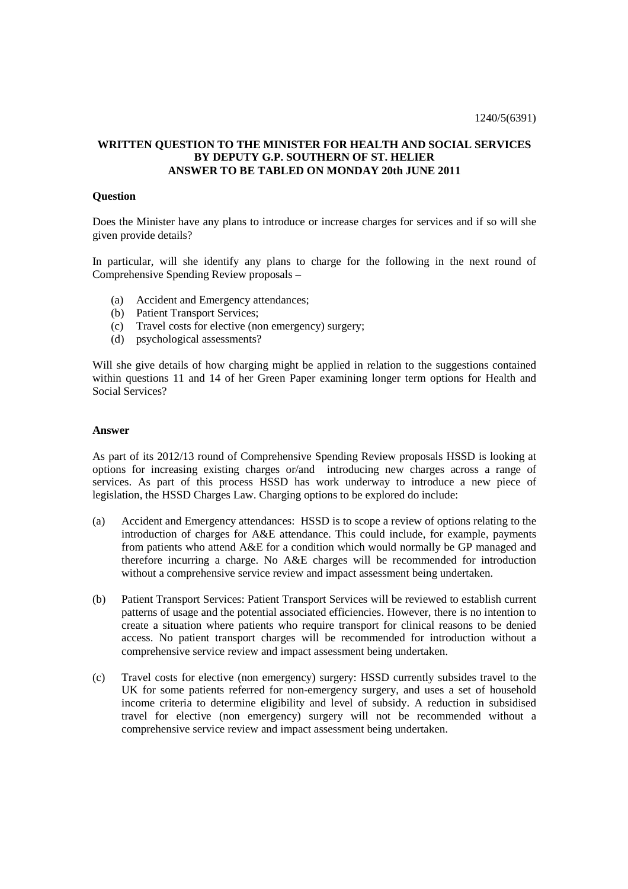1240/5(6391)

**WRITTEN QUESTION TO THE MINISTER FOR HEALTH AND SOCIAL SERVICES BY DEPUTY G.P. SOUTHERN OF ST. HELIER ANSWER TO BE TABLED ON MONDAY 20th JUNE 2011**

**Question**

Does the Minister have any plans to introduce or increase charges for services and if so will she given provide details?

In particular, will she identify any plans to charge for the following in the next round of Comprehensive Spending Review proposals –

(a) Accident and Emergency attendances;
(b) Patient Transport Services;
(c) Travel costs for elective (non emergency) surgery;
(d) psychological assessments?

Will she give details of how charging might be applied in relation to the suggestions contained within questions 11 and 14 of her Green Paper examining longer term options for Health and Social Services?

**Answer**

As part of its 2012/13 round of Comprehensive Spending Review proposals HSSD is looking at options for increasing existing charges or/and introducing new charges across a range of services. As part of this process HSSD has work underway to introduce a new piece of legislation, the HSSD Charges Law. Charging options to be explored do include:

(a) Accident and Emergency attendances: HSSD is to scope a review of options relating to the introduction of charges for A&E attendance. This could include, for example, payments from patients who attend A&E for a condition which would normally be GP managed and therefore incurring a charge. No A&E charges will be recommended for introduction without a comprehensive service review and impact assessment being undertaken.

(b) Patient Transport Services: Patient Transport Services will be reviewed to establish current patterns of usage and the potential associated efficiencies. However, there is no intention to create a situation where patients who require transport for clinical reasons to be denied access. No patient transport charges will be recommended for introduction without a comprehensive service review and impact assessment being undertaken.

(c) Travel costs for elective (non emergency) surgery: HSSD currently subsides travel to the UK for some patients referred for non-emergency surgery, and uses a set of household income criteria to determine eligibility and level of subsidy. A reduction in subsidised travel for elective (non emergency) surgery will not be recommended without a comprehensive service review and impact assessment being undertaken.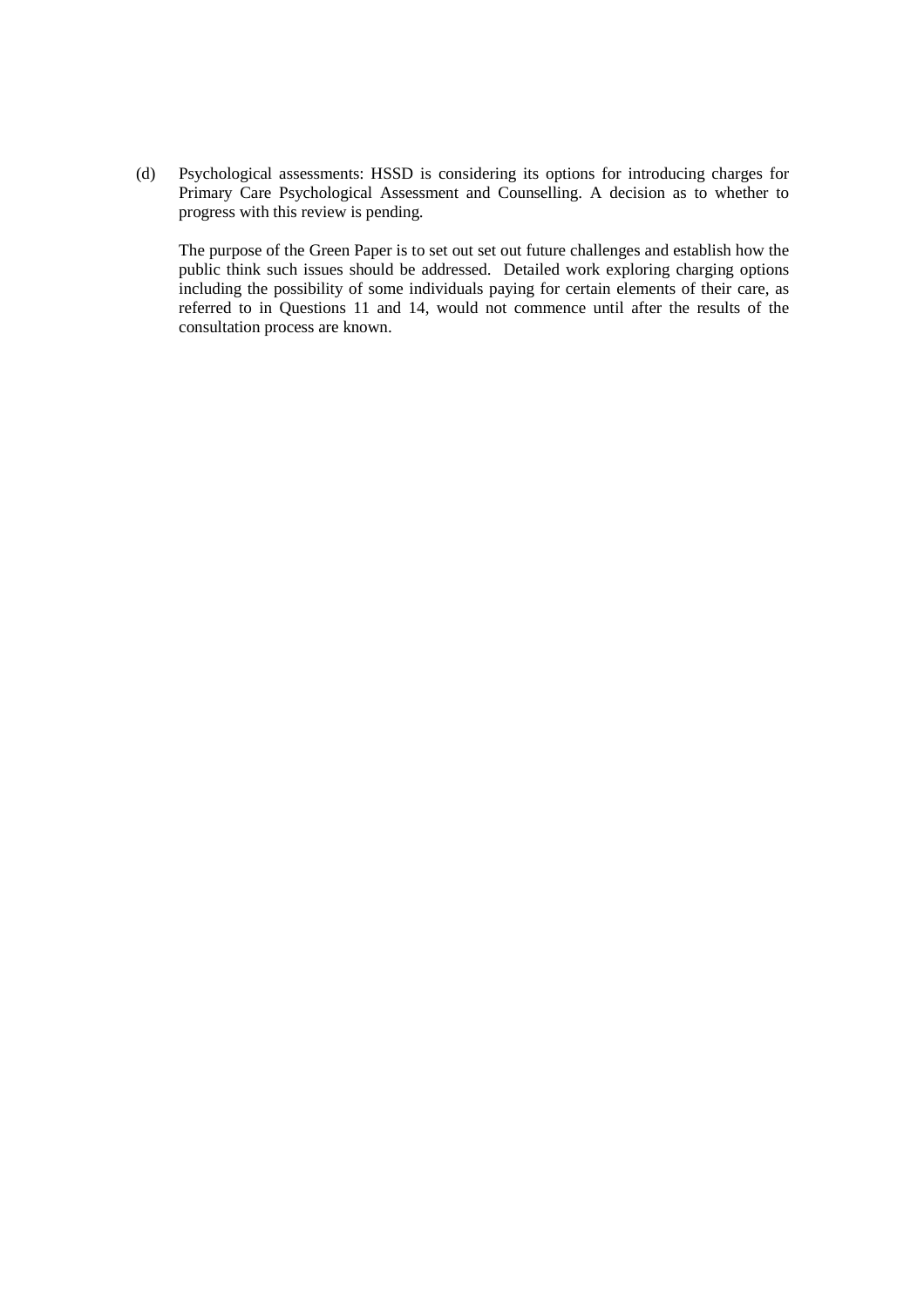(d) Psychological assessments: HSSD is considering its options for introducing charges for Primary Care Psychological Assessment and Counselling. A decision as to whether to progress with this review is pending.

The purpose of the Green Paper is to set out set out future challenges and establish how the public think such issues should be addressed. Detailed work exploring charging options including the possibility of some individuals paying for certain elements of their care, as referred to in Questions 11 and 14, would not commence until after the results of the consultation process are known.